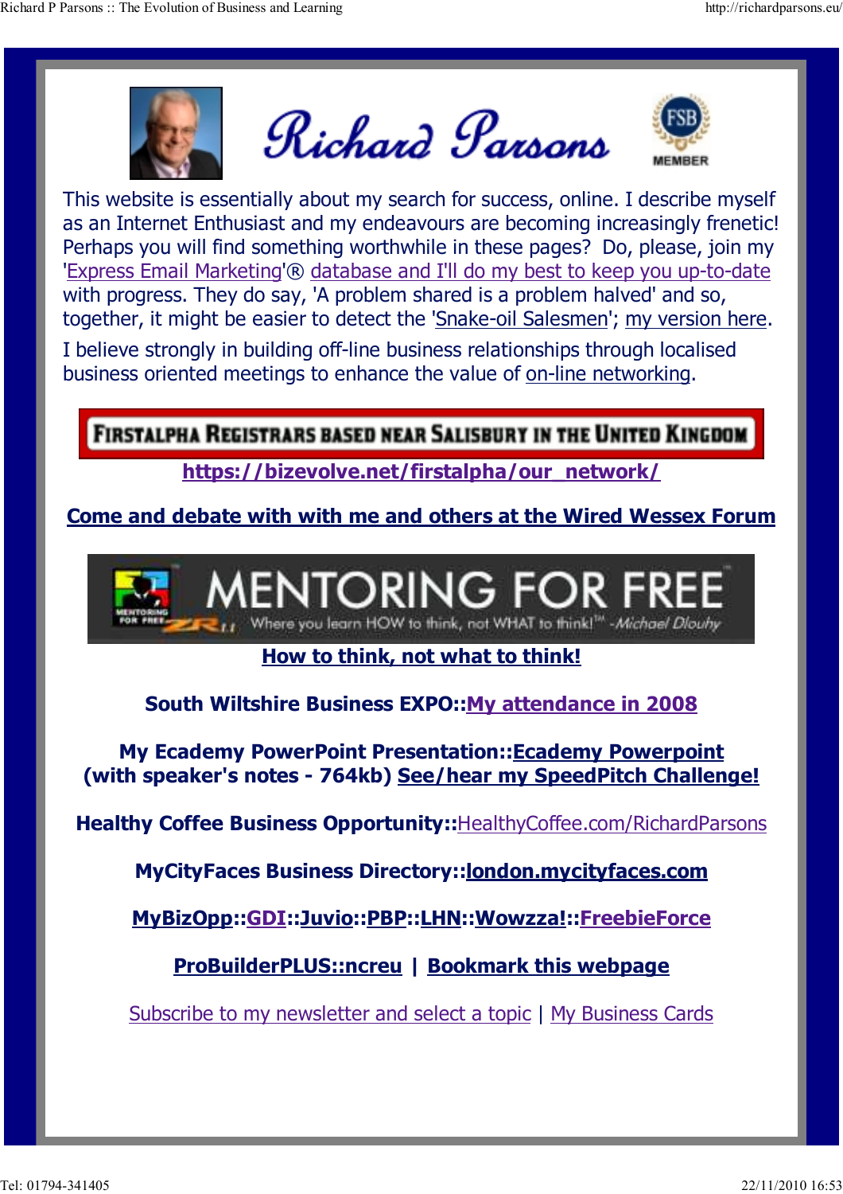# Richard Parsons

MEMBER

This website is essentially about my search for success, online. I describe myself as an Internet Enthusiast and my endeavours are becoming increasingly frenetic! Perhaps you will find something worthwhile in these pages? Do, please, join my 'Express Email Marketing'® database and I'll do my best to keep you up-to-date with progress. They do say, 'A problem shared is a problem halved' and so, together, it might be easier to detect the 'Snake-oil Salesmen'; my version here.

I believe strongly in building off-line business relationships through localised business oriented meetings to enhance the value of on-line networking.

**FIRSTALPHA REGISTRARS BASED NEAR SALISBURY IN THE UNITED KINGDOM**

**https://bizevolve.net/firstalpha/our_network/**

**Come and debate with with me and others at the Wired Wessex Forum**

MENTORING FOR FREE
Where you learn HOW to think, not WHAT to think!™ -Michael Dlouhy

**How to think, not what to think!**

**South Wiltshire Business EXPO::My attendance in 2008**

**My Ecademy PowerPoint Presentation::Ecademy Powerpoint**
**(with speaker's notes - 764kb) See/hear my SpeedPitch Challenge!**

**Healthy Coffee Business Opportunity::**HealthyCoffee.com/RichardParsons

**MyCityFaces Business Directory::london.mycityfaces.com**

**MyBizOpp::GDI::Juvio::PBP::LHN::Wowzza!::FreebieForce**

**ProBuilderPLUS::ncreu | Bookmark this webpage**

Subscribe to my newsletter and select a topic | My Business Cards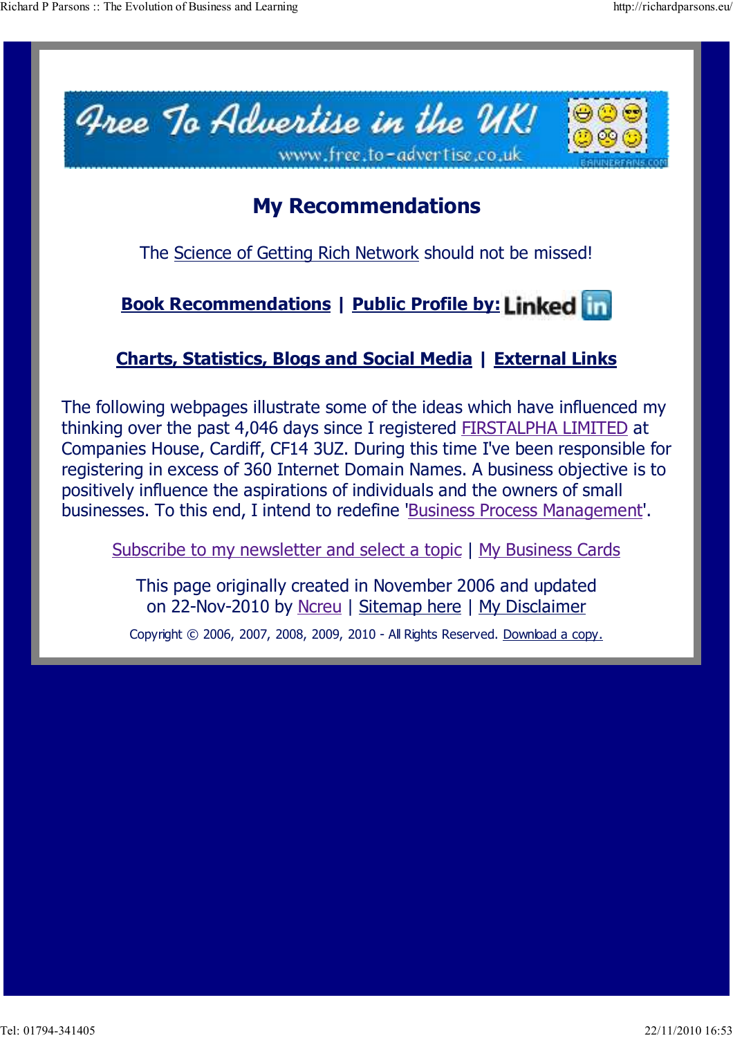## My Recommendations

The Science of Getting Rich Network should not be missed!

**Book Recommendations | Public Profile by: Linked in**

**Charts, Statistics, Blogs and Social Media | External Links**

The following webpages illustrate some of the ideas which have influenced my thinking over the past 4,046 days since I registered FIRSTALPHA LIMITED at Companies House, Cardiff, CF14 3UZ. During this time I've been responsible for registering in excess of 360 Internet Domain Names. A business objective is to positively influence the aspirations of individuals and the owners of small businesses. To this end, I intend to redefine 'Business Process Management'.

Subscribe to my newsletter and select a topic | My Business Cards

This page originally created in November 2006 and updated on 22-Nov-2010 by Ncreu | Sitemap here | My Disclaimer

Copyright © 2006, 2007, 2008, 2009, 2010 - All Rights Reserved. Download a copy.